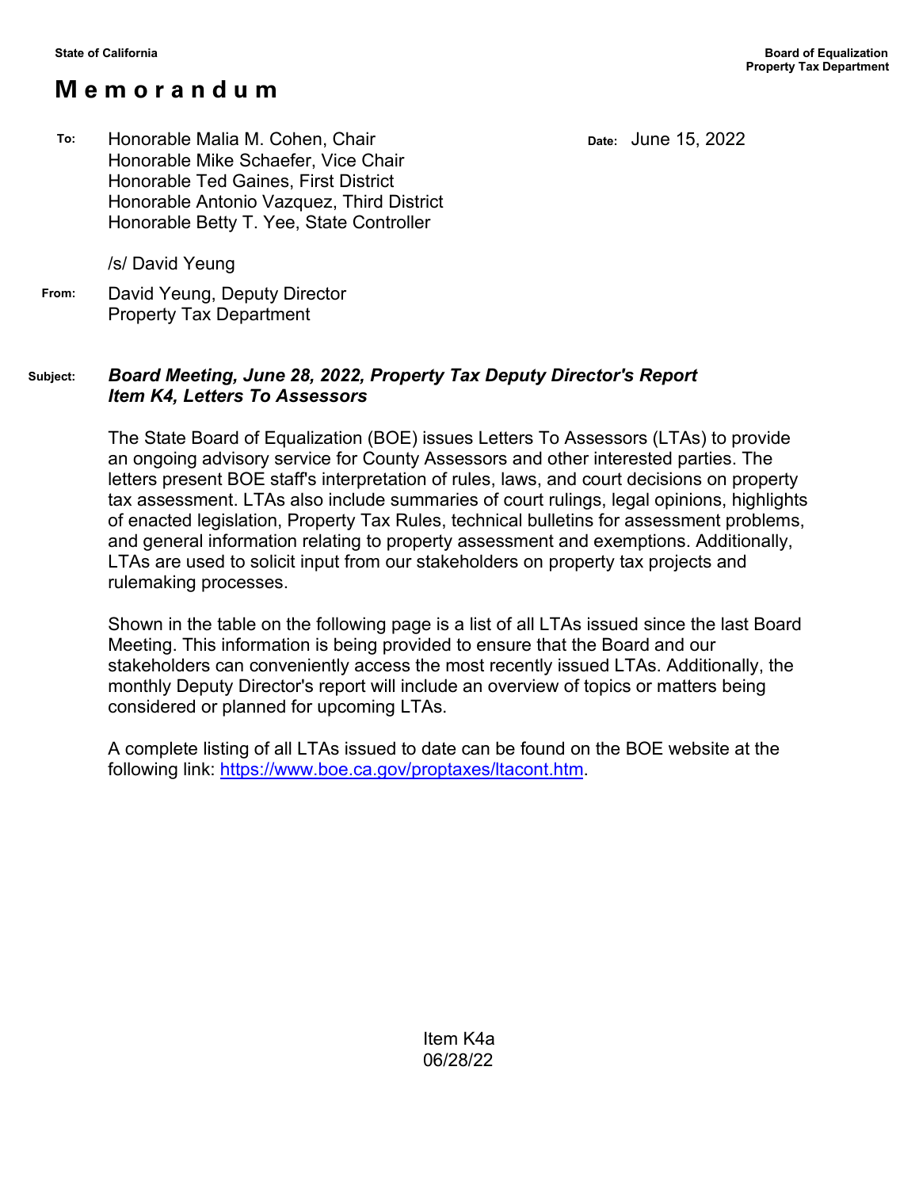State of California

Board of Equalization
Property Tax Department

# Memorandum

**To:** Honorable Malia M. Cohen, Chair
Honorable Mike Schaefer, Vice Chair
Honorable Ted Gaines, First District
Honorable Antonio Vazquez, Third District
Honorable Betty T. Yee, State Controller

**Date:** June 15, 2022

/s/ David Yeung

**From:** David Yeung, Deputy Director
Property Tax Department

**Subject:** ***Board Meeting, June 28, 2022, Property Tax Deputy Director's Report Item K4, Letters To Assessors***

The State Board of Equalization (BOE) issues Letters To Assessors (LTAs) to provide an ongoing advisory service for County Assessors and other interested parties. The letters present BOE staff's interpretation of rules, laws, and court decisions on property tax assessment. LTAs also include summaries of court rulings, legal opinions, highlights of enacted legislation, Property Tax Rules, technical bulletins for assessment problems, and general information relating to property assessment and exemptions. Additionally, LTAs are used to solicit input from our stakeholders on property tax projects and rulemaking processes.

Shown in the table on the following page is a list of all LTAs issued since the last Board Meeting. This information is being provided to ensure that the Board and our stakeholders can conveniently access the most recently issued LTAs. Additionally, the monthly Deputy Director's report will include an overview of topics or matters being considered or planned for upcoming LTAs.

A complete listing of all LTAs issued to date can be found on the BOE website at the following link: [https://www.boe.ca.gov/proptaxes/ltacont.htm](https://www.boe.ca.gov/proptaxes/ltacont.htm).

Item K4a
06/28/22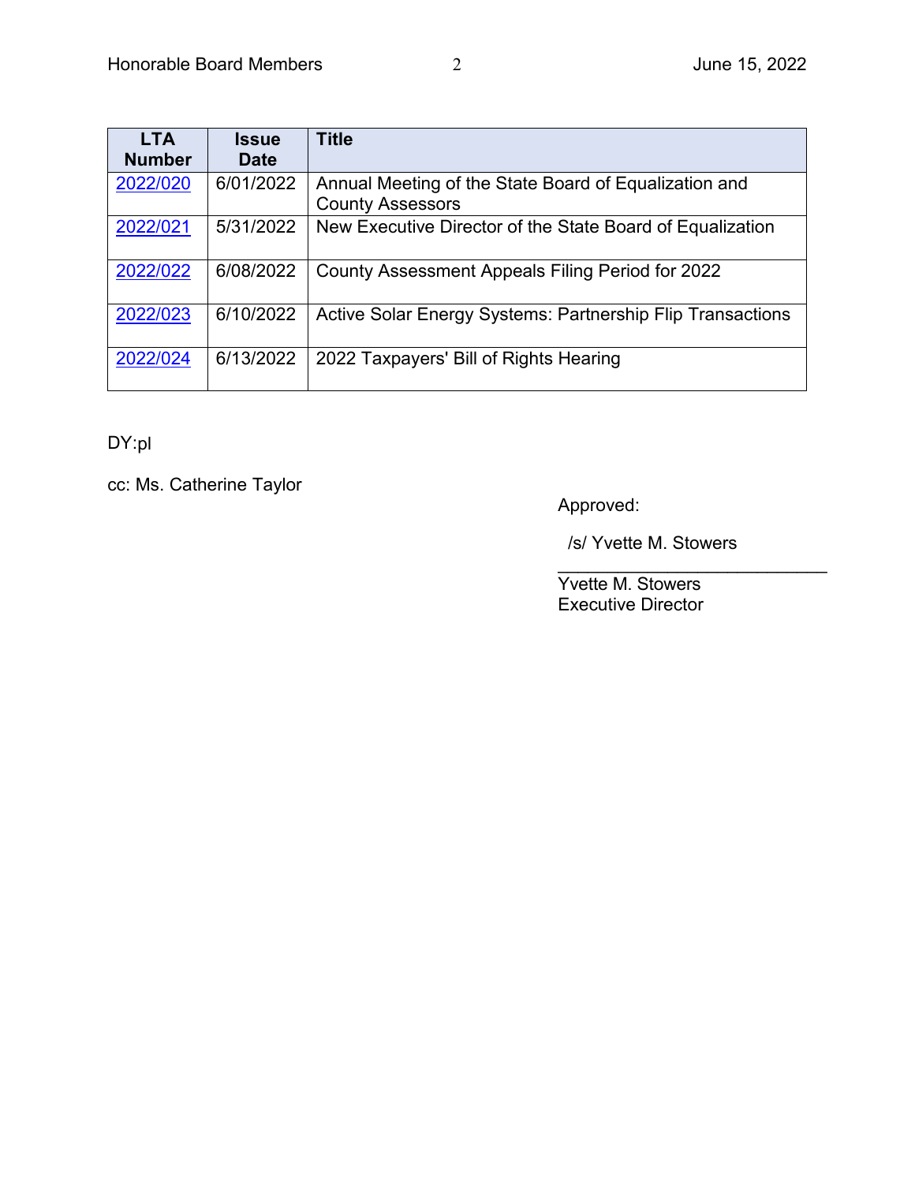| LTA Number | Issue Date | Title |
|---|---|---|
| 2022/020 | 6/01/2022 | Annual Meeting of the State Board of Equalization and County Assessors |
| 2022/021 | 5/31/2022 | New Executive Director of the State Board of Equalization |
| 2022/022 | 6/08/2022 | County Assessment Appeals Filing Period for 2022 |
| 2022/023 | 6/10/2022 | Active Solar Energy Systems: Partnership Flip Transactions |
| 2022/024 | 6/13/2022 | 2022 Taxpayers' Bill of Rights Hearing |

DY:pl

cc: Ms. Catherine Taylor

Approved:

/s/ Yvette M. Stowers

Yvette M. Stowers
Executive Director